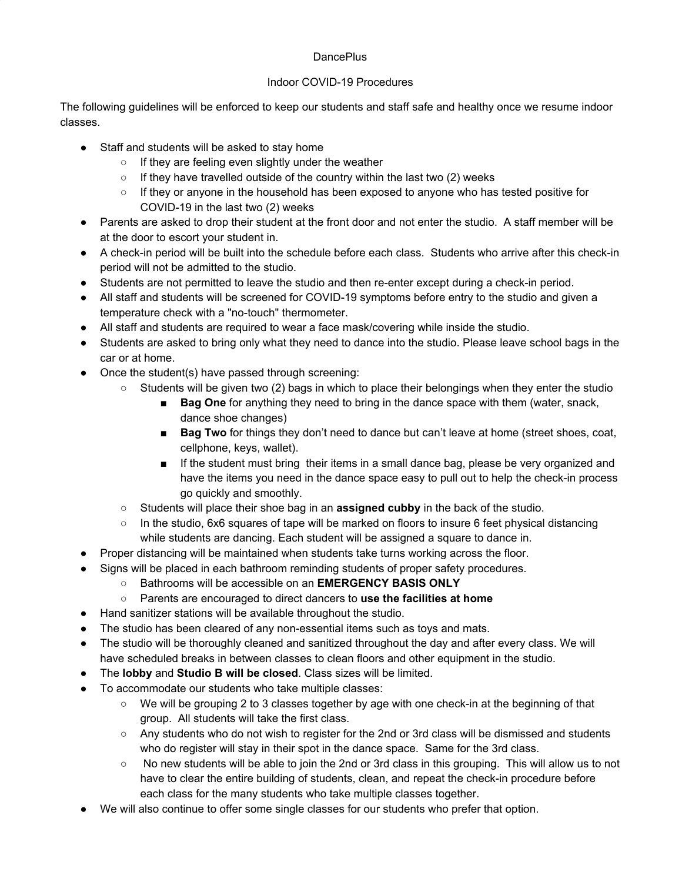# DancePlus

## Indoor COVID-19 Procedures

The following guidelines will be enforced to keep our students and staff safe and healthy once we resume indoor classes.

- Staff and students will be asked to stay home
  - If they are feeling even slightly under the weather
  - If they have travelled outside of the country within the last two (2) weeks
  - If they or anyone in the household has been exposed to anyone who has tested positive for COVID-19 in the last two (2) weeks
- Parents are asked to drop their student at the front door and not enter the studio. A staff member will be at the door to escort your student in.
- A check-in period will be built into the schedule before each class. Students who arrive after this check-in period will not be admitted to the studio.
- Students are not permitted to leave the studio and then re-enter except during a check-in period.
- All staff and students will be screened for COVID-19 symptoms before entry to the studio and given a temperature check with a "no-touch" thermometer.
- All staff and students are required to wear a face mask/covering while inside the studio.
- Students are asked to bring only what they need to dance into the studio. Please leave school bags in the car or at home.
- Once the student(s) have passed through screening:
  - Students will be given two (2) bags in which to place their belongings when they enter the studio
    - **Bag One** for anything they need to bring in the dance space with them (water, snack, dance shoe changes)
    - **Bag Two** for things they don't need to dance but can't leave at home (street shoes, coat, cellphone, keys, wallet).
    - If the student must bring their items in a small dance bag, please be very organized and have the items you need in the dance space easy to pull out to help the check-in process go quickly and smoothly.
  - Students will place their shoe bag in an **assigned cubby** in the back of the studio.
  - In the studio, 6x6 squares of tape will be marked on floors to insure 6 feet physical distancing while students are dancing. Each student will be assigned a square to dance in.
- Proper distancing will be maintained when students take turns working across the floor.
- Signs will be placed in each bathroom reminding students of proper safety procedures.
  - Bathrooms will be accessible on an **EMERGENCY BASIS ONLY**
  - Parents are encouraged to direct dancers to **use the facilities at home**
- Hand sanitizer stations will be available throughout the studio.
- The studio has been cleared of any non-essential items such as toys and mats.
- The studio will be thoroughly cleaned and sanitized throughout the day and after every class. We will have scheduled breaks in between classes to clean floors and other equipment in the studio.
- The **lobby** and **Studio B will be closed**. Class sizes will be limited.
- To accommodate our students who take multiple classes:
  - We will be grouping 2 to 3 classes together by age with one check-in at the beginning of that group. All students will take the first class.
  - Any students who do not wish to register for the 2nd or 3rd class will be dismissed and students who do register will stay in their spot in the dance space. Same for the 3rd class.
  - No new students will be able to join the 2nd or 3rd class in this grouping. This will allow us to not have to clear the entire building of students, clean, and repeat the check-in procedure before each class for the many students who take multiple classes together.
- We will also continue to offer some single classes for our students who prefer that option.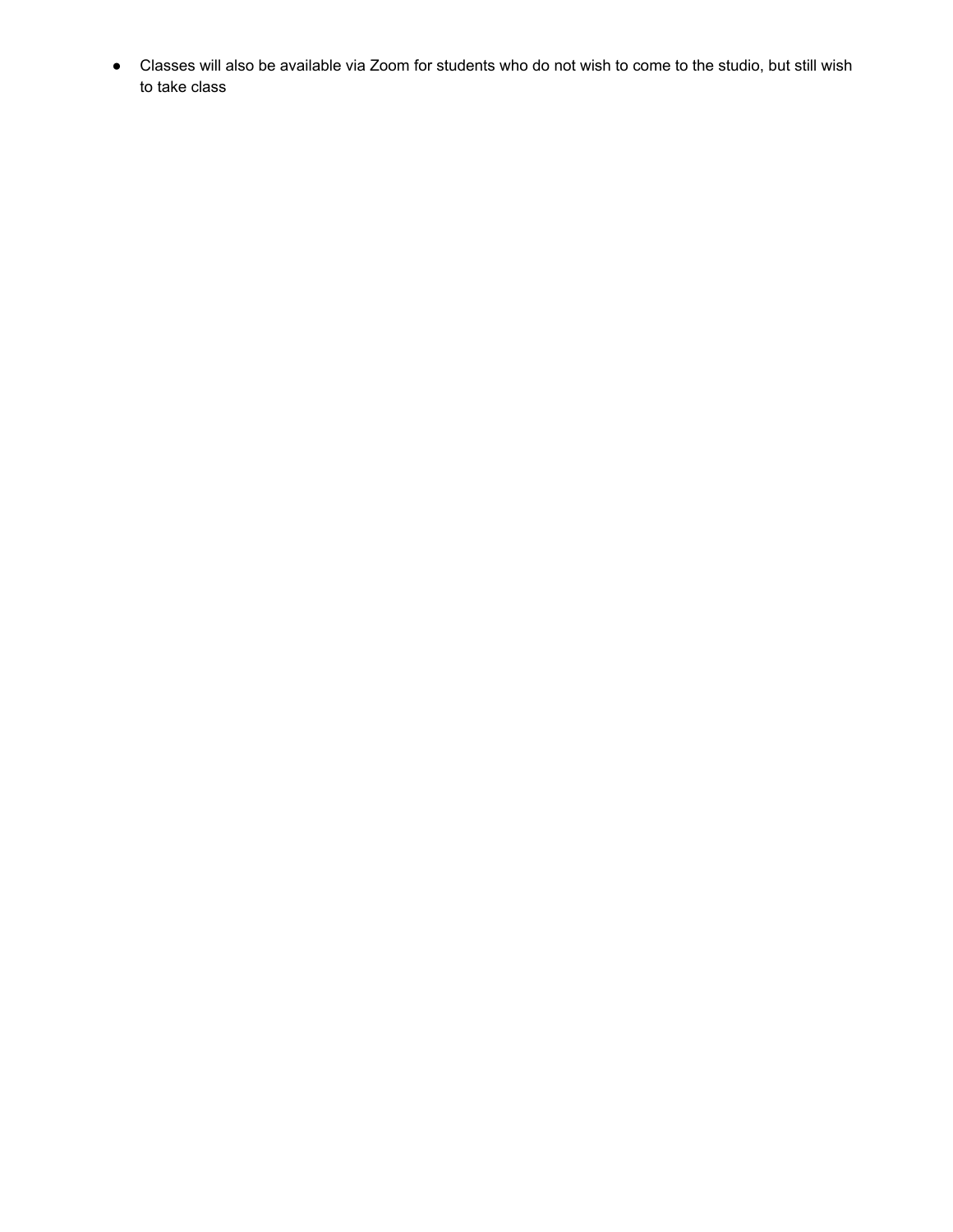- Classes will also be available via Zoom for students who do not wish to come to the studio, but still wish to take class